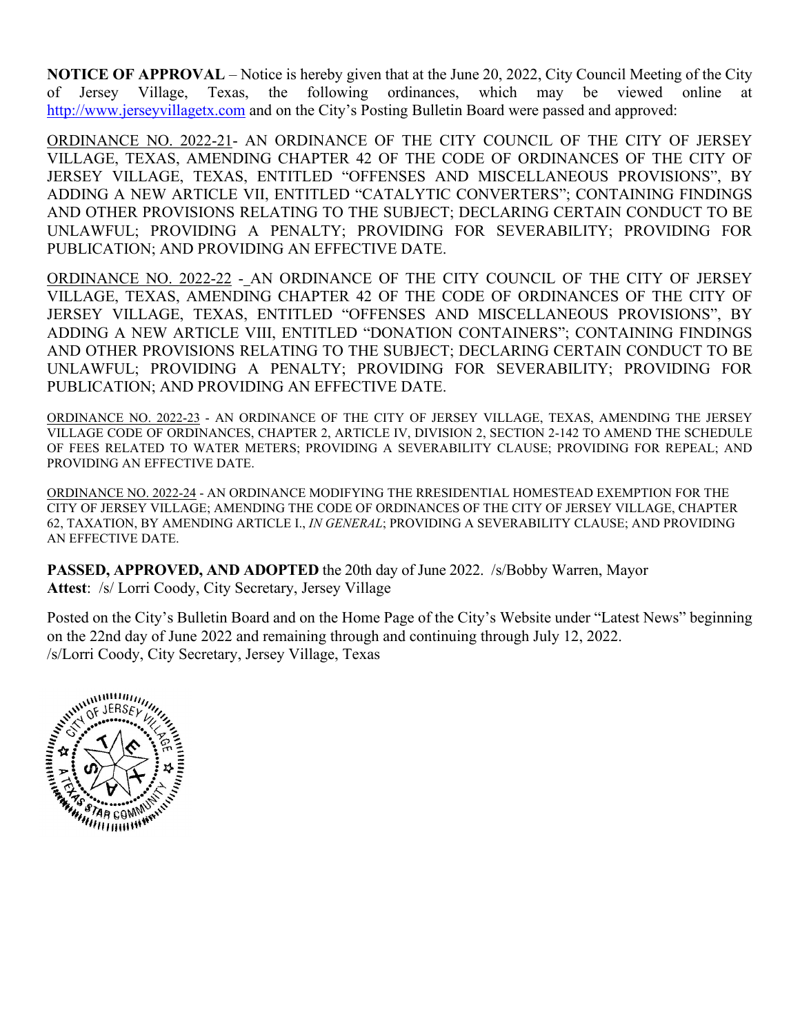**NOTICE OF APPROVAL** – Notice is hereby given that at the June 20, 2022, City Council Meeting of the City of Jersey Village, Texas, the following ordinances, which may be viewed online at http://www.jerseyvillagetx.com and on the City's Posting Bulletin Board were passed and approved:

ORDINANCE NO. 2022-21- AN ORDINANCE OF THE CITY COUNCIL OF THE CITY OF JERSEY VILLAGE, TEXAS, AMENDING CHAPTER 42 OF THE CODE OF ORDINANCES OF THE CITY OF JERSEY VILLAGE, TEXAS, ENTITLED "OFFENSES AND MISCELLANEOUS PROVISIONS", BY ADDING A NEW ARTICLE VII, ENTITLED "CATALYTIC CONVERTERS"; CONTAINING FINDINGS AND OTHER PROVISIONS RELATING TO THE SUBJECT; DECLARING CERTAIN CONDUCT TO BE UNLAWFUL; PROVIDING A PENALTY; PROVIDING FOR SEVERABILITY; PROVIDING FOR PUBLICATION; AND PROVIDING AN EFFECTIVE DATE.

ORDINANCE NO. 2022-22 - AN ORDINANCE OF THE CITY COUNCIL OF THE CITY OF JERSEY VILLAGE, TEXAS, AMENDING CHAPTER 42 OF THE CODE OF ORDINANCES OF THE CITY OF JERSEY VILLAGE, TEXAS, ENTITLED "OFFENSES AND MISCELLANEOUS PROVISIONS", BY ADDING A NEW ARTICLE VIII, ENTITLED "DONATION CONTAINERS"; CONTAINING FINDINGS AND OTHER PROVISIONS RELATING TO THE SUBJECT; DECLARING CERTAIN CONDUCT TO BE UNLAWFUL; PROVIDING A PENALTY; PROVIDING FOR SEVERABILITY; PROVIDING FOR PUBLICATION; AND PROVIDING AN EFFECTIVE DATE.

ORDINANCE NO. 2022-23 - AN ORDINANCE OF THE CITY OF JERSEY VILLAGE, TEXAS, AMENDING THE JERSEY VILLAGE CODE OF ORDINANCES, CHAPTER 2, ARTICLE IV, DIVISION 2, SECTION 2-142 TO AMEND THE SCHEDULE OF FEES RELATED TO WATER METERS; PROVIDING A SEVERABILITY CLAUSE; PROVIDING FOR REPEAL; AND PROVIDING AN EFFECTIVE DATE.

ORDINANCE NO. 2022-24 - AN ORDINANCE MODIFYING THE RRESIDENTIAL HOMESTEAD EXEMPTION FOR THE CITY OF JERSEY VILLAGE; AMENDING THE CODE OF ORDINANCES OF THE CITY OF JERSEY VILLAGE, CHAPTER 62, TAXATION, BY AMENDING ARTICLE I., *IN GENERAL*; PROVIDING A SEVERABILITY CLAUSE; AND PROVIDING AN EFFECTIVE DATE.

**PASSED, APPROVED, AND ADOPTED** the 20th day of June 2022. /s/Bobby Warren, Mayor
**Attest**: /s/ Lorri Coody, City Secretary, Jersey Village

Posted on the City's Bulletin Board and on the Home Page of the City's Website under "Latest News" beginning on the 22nd day of June 2022 and remaining through and continuing through July 12, 2022.
/s/Lorri Coody, City Secretary, Jersey Village, Texas

CITY OF JERSEY VILLAGE
A TEXAS STAR COMMUNITY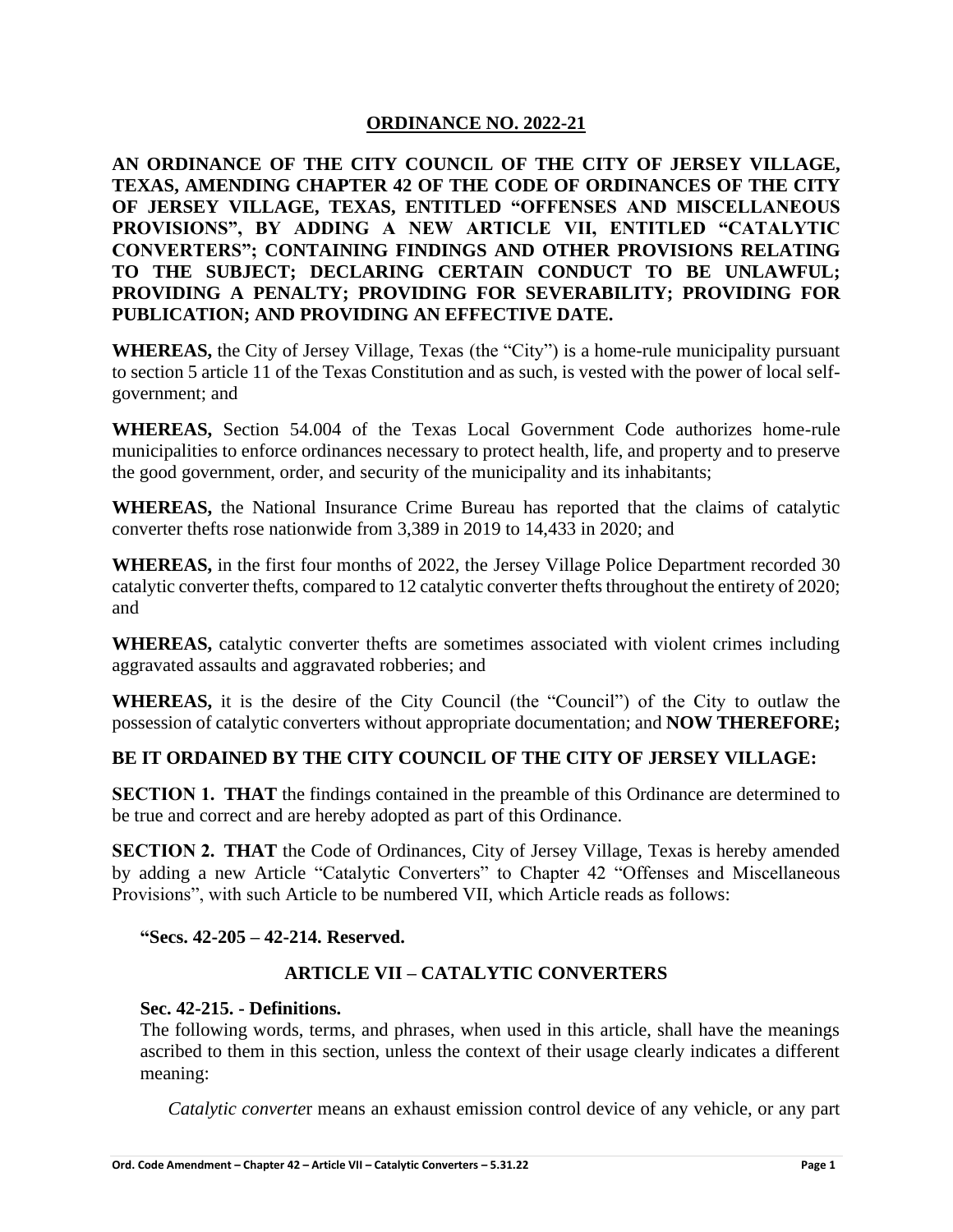# ORDINANCE NO. 2022-21

**AN ORDINANCE OF THE CITY COUNCIL OF THE CITY OF JERSEY VILLAGE, TEXAS, AMENDING CHAPTER 42 OF THE CODE OF ORDINANCES OF THE CITY OF JERSEY VILLAGE, TEXAS, ENTITLED "OFFENSES AND MISCELLANEOUS PROVISIONS", BY ADDING A NEW ARTICLE VII, ENTITLED "CATALYTIC CONVERTERS"; CONTAINING FINDINGS AND OTHER PROVISIONS RELATING TO THE SUBJECT; DECLARING CERTAIN CONDUCT TO BE UNLAWFUL; PROVIDING A PENALTY; PROVIDING FOR SEVERABILITY; PROVIDING FOR PUBLICATION; AND PROVIDING AN EFFECTIVE DATE.**

**WHEREAS,** the City of Jersey Village, Texas (the "City") is a home-rule municipality pursuant to section 5 article 11 of the Texas Constitution and as such, is vested with the power of local self-government; and

**WHEREAS,** Section 54.004 of the Texas Local Government Code authorizes home-rule municipalities to enforce ordinances necessary to protect health, life, and property and to preserve the good government, order, and security of the municipality and its inhabitants;

**WHEREAS,** the National Insurance Crime Bureau has reported that the claims of catalytic converter thefts rose nationwide from 3,389 in 2019 to 14,433 in 2020; and

**WHEREAS,** in the first four months of 2022, the Jersey Village Police Department recorded 30 catalytic converter thefts, compared to 12 catalytic converter thefts throughout the entirety of 2020; and

**WHEREAS,** catalytic converter thefts are sometimes associated with violent crimes including aggravated assaults and aggravated robberies; and

**WHEREAS,** it is the desire of the City Council (the "Council") of the City to outlaw the possession of catalytic converters without appropriate documentation; and **NOW THEREFORE;**

**BE IT ORDAINED BY THE CITY COUNCIL OF THE CITY OF JERSEY VILLAGE:**

**SECTION 1. THAT** the findings contained in the preamble of this Ordinance are determined to be true and correct and are hereby adopted as part of this Ordinance.

**SECTION 2. THAT** the Code of Ordinances, City of Jersey Village, Texas is hereby amended by adding a new Article "Catalytic Converters" to Chapter 42 "Offenses and Miscellaneous Provisions", with such Article to be numbered VII, which Article reads as follows:

**"Secs. 42-205 – 42-214. Reserved.**

## ARTICLE VII – CATALYTIC CONVERTERS

**Sec. 42-215. - Definitions.**

The following words, terms, and phrases, when used in this article, shall have the meanings ascribed to them in this section, unless the context of their usage clearly indicates a different meaning:

*Catalytic converter* means an exhaust emission control device of any vehicle, or any part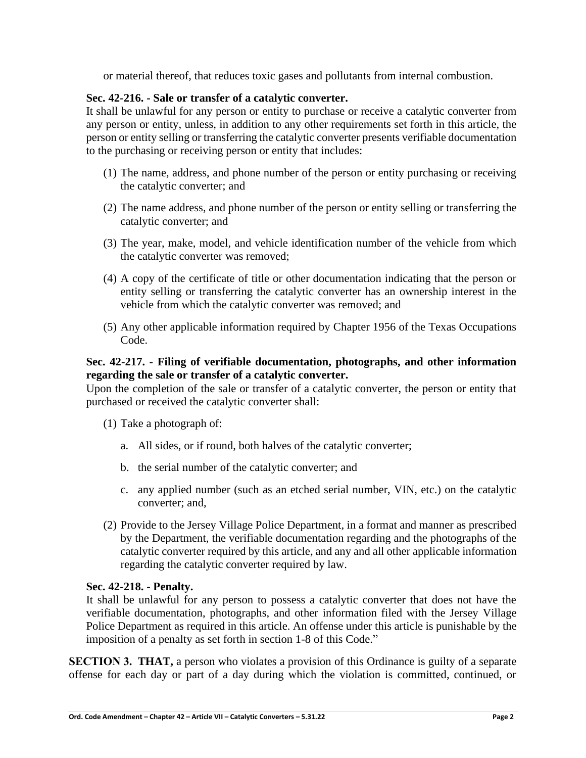or material thereof, that reduces toxic gases and pollutants from internal combustion.

**Sec. 42-216. - Sale or transfer of a catalytic converter.**
It shall be unlawful for any person or entity to purchase or receive a catalytic converter from any person or entity, unless, in addition to any other requirements set forth in this article, the person or entity selling or transferring the catalytic converter presents verifiable documentation to the purchasing or receiving person or entity that includes:

(1) The name, address, and phone number of the person or entity purchasing or receiving the catalytic converter; and

(2) The name address, and phone number of the person or entity selling or transferring the catalytic converter; and

(3) The year, make, model, and vehicle identification number of the vehicle from which the catalytic converter was removed;

(4) A copy of the certificate of title or other documentation indicating that the person or entity selling or transferring the catalytic converter has an ownership interest in the vehicle from which the catalytic converter was removed; and

(5) Any other applicable information required by Chapter 1956 of the Texas Occupations Code.

**Sec. 42-217. - Filing of verifiable documentation, photographs, and other information regarding the sale or transfer of a catalytic converter.**
Upon the completion of the sale or transfer of a catalytic converter, the person or entity that purchased or received the catalytic converter shall:

(1) Take a photograph of:

  a. All sides, or if round, both halves of the catalytic converter;

  b. the serial number of the catalytic converter; and

  c. any applied number (such as an etched serial number, VIN, etc.) on the catalytic converter; and,

(2) Provide to the Jersey Village Police Department, in a format and manner as prescribed by the Department, the verifiable documentation regarding and the photographs of the catalytic converter required by this article, and any and all other applicable information regarding the catalytic converter required by law.

**Sec. 42-218. - Penalty.**
It shall be unlawful for any person to possess a catalytic converter that does not have the verifiable documentation, photographs, and other information filed with the Jersey Village Police Department as required in this article. An offense under this article is punishable by the imposition of a penalty as set forth in section 1-8 of this Code."

**SECTION 3. THAT,** a person who violates a provision of this Ordinance is guilty of a separate offense for each day or part of a day during which the violation is committed, continued, or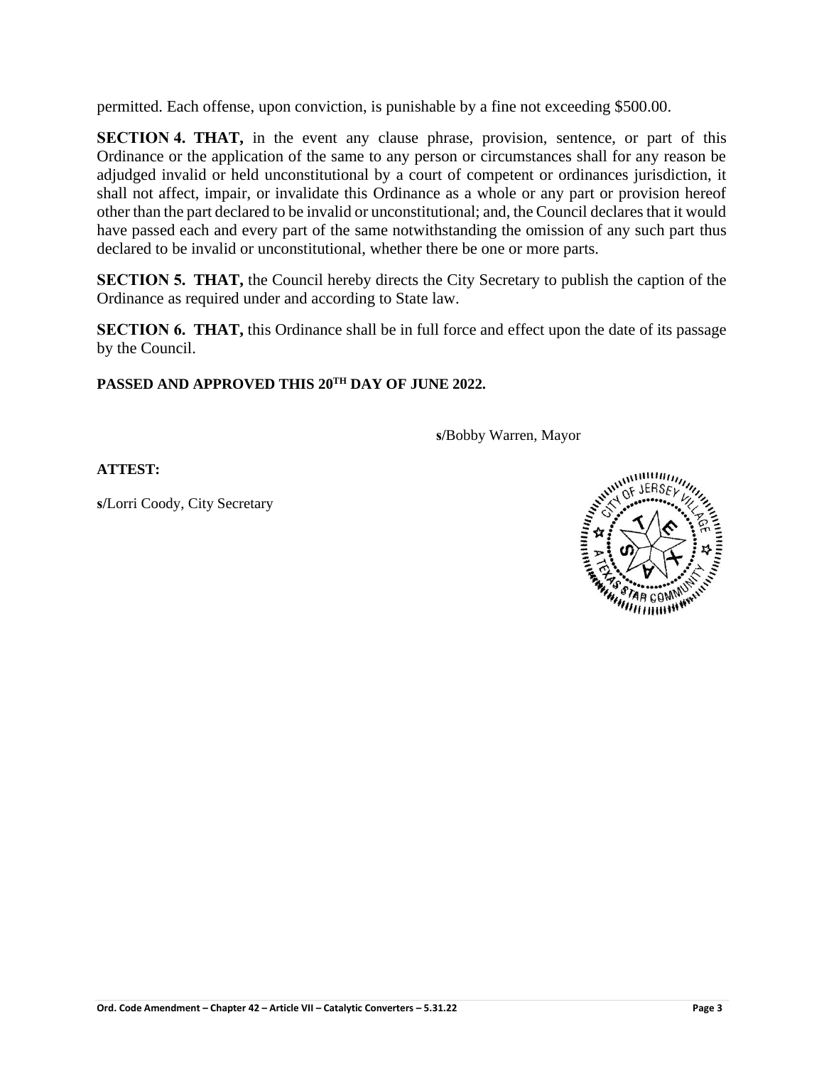permitted. Each offense, upon conviction, is punishable by a fine not exceeding $500.00.

**SECTION 4. THAT,** in the event any clause phrase, provision, sentence, or part of this Ordinance or the application of the same to any person or circumstances shall for any reason be adjudged invalid or held unconstitutional by a court of competent or ordinances jurisdiction, it shall not affect, impair, or invalidate this Ordinance as a whole or any part or provision hereof other than the part declared to be invalid or unconstitutional; and, the Council declares that it would have passed each and every part of the same notwithstanding the omission of any such part thus declared to be invalid or unconstitutional, whether there be one or more parts.

**SECTION 5. THAT,** the Council hereby directs the City Secretary to publish the caption of the Ordinance as required under and according to State law.

**SECTION 6. THAT,** this Ordinance shall be in full force and effect upon the date of its passage by the Council.

**PASSED AND APPROVED THIS 20TH DAY OF JUNE 2022.**

**s**/Bobby Warren, Mayor

**ATTEST:**

**s**/Lorri Coody, City Secretary

CITY OF JERSEY VILLAGE · TEXAS · A TEXAS STAR COMMUNITY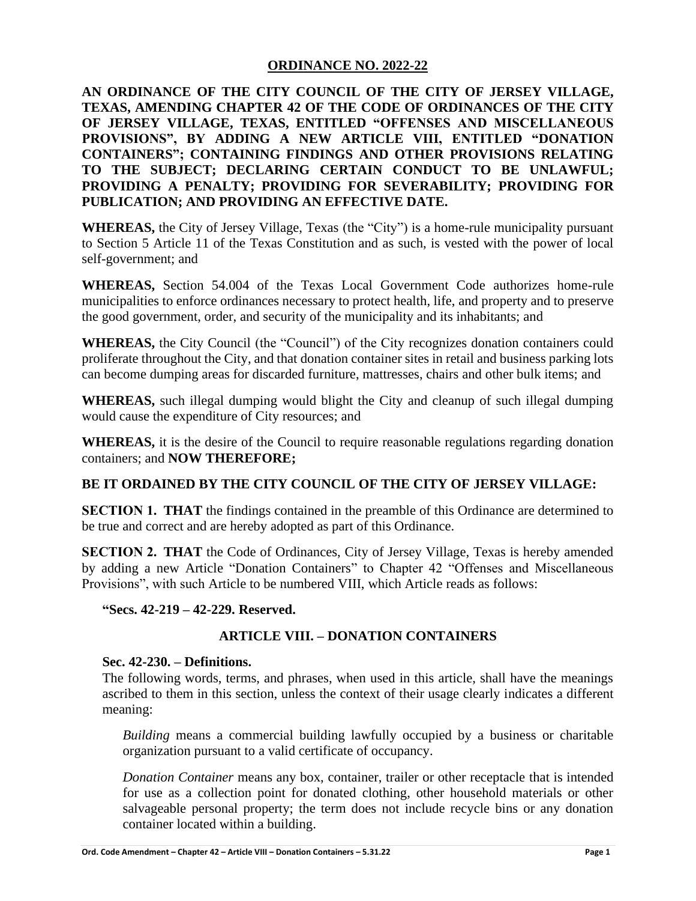## ORDINANCE NO. 2022-22

**AN ORDINANCE OF THE CITY COUNCIL OF THE CITY OF JERSEY VILLAGE, TEXAS, AMENDING CHAPTER 42 OF THE CODE OF ORDINANCES OF THE CITY OF JERSEY VILLAGE, TEXAS, ENTITLED "OFFENSES AND MISCELLANEOUS PROVISIONS", BY ADDING A NEW ARTICLE VIII, ENTITLED "DONATION CONTAINERS"; CONTAINING FINDINGS AND OTHER PROVISIONS RELATING TO THE SUBJECT; DECLARING CERTAIN CONDUCT TO BE UNLAWFUL; PROVIDING A PENALTY; PROVIDING FOR SEVERABILITY; PROVIDING FOR PUBLICATION; AND PROVIDING AN EFFECTIVE DATE.**

**WHEREAS,** the City of Jersey Village, Texas (the "City") is a home-rule municipality pursuant to Section 5 Article 11 of the Texas Constitution and as such, is vested with the power of local self-government; and

**WHEREAS,** Section 54.004 of the Texas Local Government Code authorizes home-rule municipalities to enforce ordinances necessary to protect health, life, and property and to preserve the good government, order, and security of the municipality and its inhabitants; and

**WHEREAS,** the City Council (the "Council") of the City recognizes donation containers could proliferate throughout the City, and that donation container sites in retail and business parking lots can become dumping areas for discarded furniture, mattresses, chairs and other bulk items; and

**WHEREAS,** such illegal dumping would blight the City and cleanup of such illegal dumping would cause the expenditure of City resources; and

**WHEREAS,** it is the desire of the Council to require reasonable regulations regarding donation containers; and **NOW THEREFORE;**

**BE IT ORDAINED BY THE CITY COUNCIL OF THE CITY OF JERSEY VILLAGE:**

**SECTION 1. THAT** the findings contained in the preamble of this Ordinance are determined to be true and correct and are hereby adopted as part of this Ordinance.

**SECTION 2. THAT** the Code of Ordinances, City of Jersey Village, Texas is hereby amended by adding a new Article "Donation Containers" to Chapter 42 "Offenses and Miscellaneous Provisions", with such Article to be numbered VIII, which Article reads as follows:

**"Secs. 42-219 – 42-229. Reserved.**

### ARTICLE VIII. – DONATION CONTAINERS

**Sec. 42-230. – Definitions.**

The following words, terms, and phrases, when used in this article, shall have the meanings ascribed to them in this section, unless the context of their usage clearly indicates a different meaning:

*Building* means a commercial building lawfully occupied by a business or charitable organization pursuant to a valid certificate of occupancy.

*Donation Container* means any box, container, trailer or other receptacle that is intended for use as a collection point for donated clothing, other household materials or other salvageable personal property; the term does not include recycle bins or any donation container located within a building.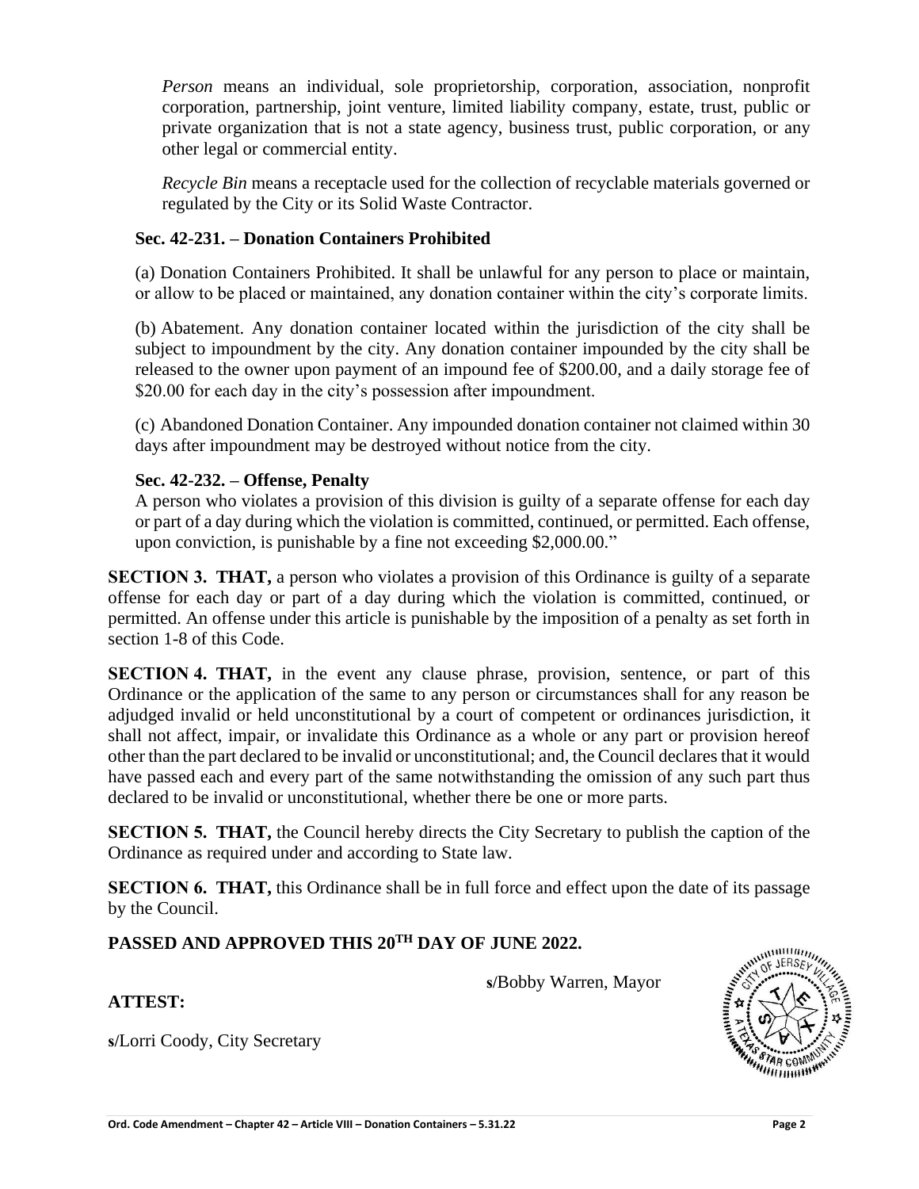*Person* means an individual, sole proprietorship, corporation, association, nonprofit corporation, partnership, joint venture, limited liability company, estate, trust, public or private organization that is not a state agency, business trust, public corporation, or any other legal or commercial entity.

*Recycle Bin* means a receptacle used for the collection of recyclable materials governed or regulated by the City or its Solid Waste Contractor.

**Sec. 42-231. – Donation Containers Prohibited**

(a) Donation Containers Prohibited. It shall be unlawful for any person to place or maintain, or allow to be placed or maintained, any donation container within the city's corporate limits.

(b) Abatement. Any donation container located within the jurisdiction of the city shall be subject to impoundment by the city. Any donation container impounded by the city shall be released to the owner upon payment of an impound fee of $200.00, and a daily storage fee of $20.00 for each day in the city's possession after impoundment.

(c) Abandoned Donation Container. Any impounded donation container not claimed within 30 days after impoundment may be destroyed without notice from the city.

**Sec. 42-232. – Offense, Penalty**

A person who violates a provision of this division is guilty of a separate offense for each day or part of a day during which the violation is committed, continued, or permitted. Each offense, upon conviction, is punishable by a fine not exceeding $2,000.00."

**SECTION 3. THAT,** a person who violates a provision of this Ordinance is guilty of a separate offense for each day or part of a day during which the violation is committed, continued, or permitted. An offense under this article is punishable by the imposition of a penalty as set forth in section 1-8 of this Code.

**SECTION 4. THAT,** in the event any clause phrase, provision, sentence, or part of this Ordinance or the application of the same to any person or circumstances shall for any reason be adjudged invalid or held unconstitutional by a court of competent or ordinances jurisdiction, it shall not affect, impair, or invalidate this Ordinance as a whole or any part or provision hereof other than the part declared to be invalid or unconstitutional; and, the Council declares that it would have passed each and every part of the same notwithstanding the omission of any such part thus declared to be invalid or unconstitutional, whether there be one or more parts.

**SECTION 5. THAT,** the Council hereby directs the City Secretary to publish the caption of the Ordinance as required under and according to State law.

**SECTION 6. THAT,** this Ordinance shall be in full force and effect upon the date of its passage by the Council.

**PASSED AND APPROVED THIS 20TH DAY OF JUNE 2022.**

s/Bobby Warren, Mayor

**ATTEST:**

s/Lorri Coody, City Secretary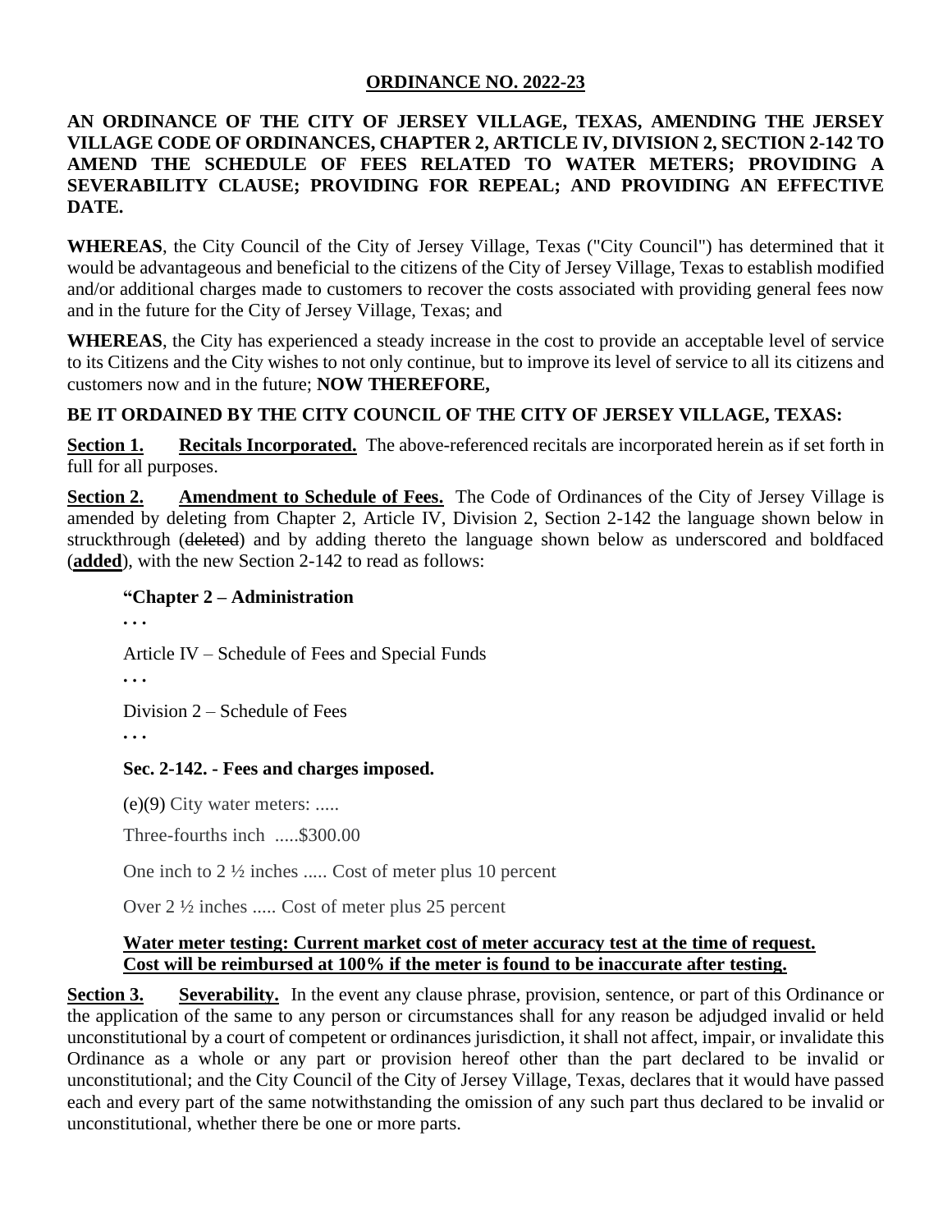## ORDINANCE NO. 2022-23

**AN ORDINANCE OF THE CITY OF JERSEY VILLAGE, TEXAS, AMENDING THE JERSEY VILLAGE CODE OF ORDINANCES, CHAPTER 2, ARTICLE IV, DIVISION 2, SECTION 2-142 TO AMEND THE SCHEDULE OF FEES RELATED TO WATER METERS; PROVIDING A SEVERABILITY CLAUSE; PROVIDING FOR REPEAL; AND PROVIDING AN EFFECTIVE DATE.**

**WHEREAS**, the City Council of the City of Jersey Village, Texas ("City Council") has determined that it would be advantageous and beneficial to the citizens of the City of Jersey Village, Texas to establish modified and/or additional charges made to customers to recover the costs associated with providing general fees now and in the future for the City of Jersey Village, Texas; and

**WHEREAS**, the City has experienced a steady increase in the cost to provide an acceptable level of service to its Citizens and the City wishes to not only continue, but to improve its level of service to all its citizens and customers now and in the future; **NOW THEREFORE,**

**BE IT ORDAINED BY THE CITY COUNCIL OF THE CITY OF JERSEY VILLAGE, TEXAS:**

**Section 1. Recitals Incorporated.** The above-referenced recitals are incorporated herein as if set forth in full for all purposes.

**Section 2. Amendment to Schedule of Fees.** The Code of Ordinances of the City of Jersey Village is amended by deleting from Chapter 2, Article IV, Division 2, Section 2-142 the language shown below in struckthrough (~~deleted~~) and by adding thereto the language shown below as underscored and boldfaced (**<u>added</u>**), with the new Section 2-142 to read as follows:

> **"Chapter 2 – Administration**
>
> **. . .**
>
> Article IV – Schedule of Fees and Special Funds
>
> **. . .**
>
> Division 2 – Schedule of Fees
>
> **. . .**
>
> **Sec. 2-142. - Fees and charges imposed.**
>
> (e)(9) City water meters: .....
>
> Three-fourths inch .....$300.00
>
> One inch to 2 ½ inches ..... Cost of meter plus 10 percent
>
> Over 2 ½ inches ..... Cost of meter plus 25 percent
>
> **<u>Water meter testing: Current market cost of meter accuracy test at the time of request. Cost will be reimbursed at 100% if the meter is found to be inaccurate after testing.</u>**

**Section 3. Severability.** In the event any clause phrase, provision, sentence, or part of this Ordinance or the application of the same to any person or circumstances shall for any reason be adjudged invalid or held unconstitutional by a court of competent or ordinances jurisdiction, it shall not affect, impair, or invalidate this Ordinance as a whole or any part or provision hereof other than the part declared to be invalid or unconstitutional; and the City Council of the City of Jersey Village, Texas, declares that it would have passed each and every part of the same notwithstanding the omission of any such part thus declared to be invalid or unconstitutional, whether there be one or more parts.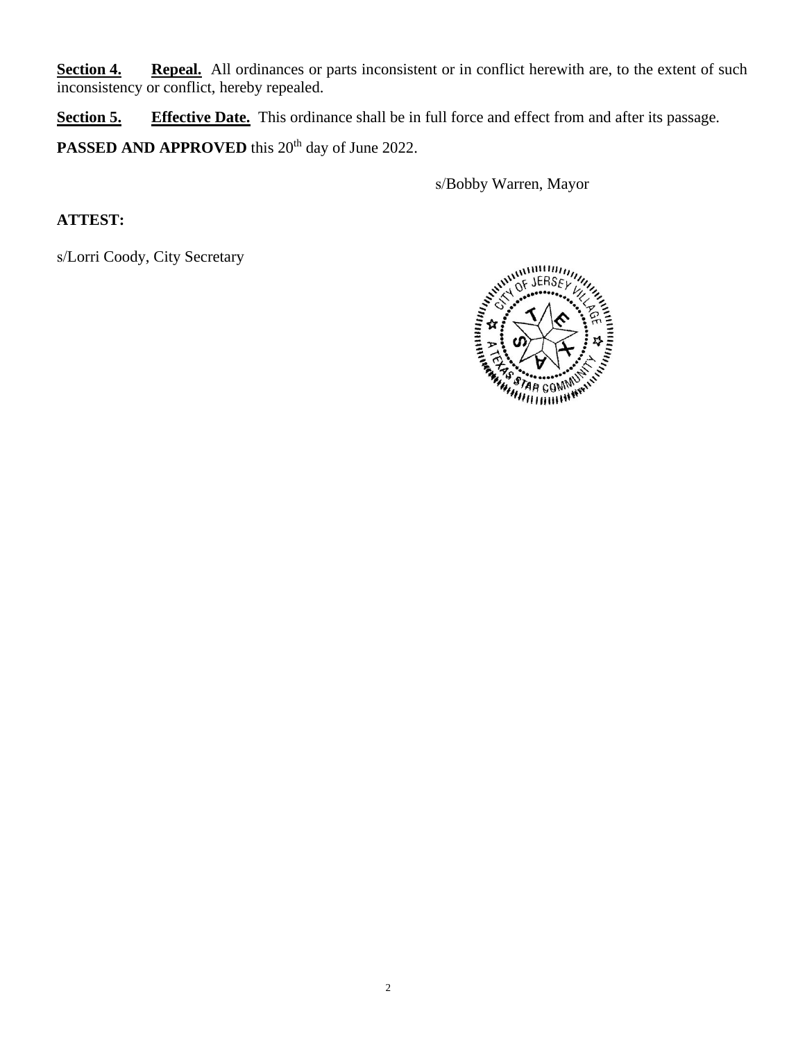**<u>Section 4.</u>** **<u>Repeal.</u>** All ordinances or parts inconsistent or in conflict herewith are, to the extent of such inconsistency or conflict, hereby repealed.

**<u>Section 5.</u>** **<u>Effective Date.</u>** This ordinance shall be in full force and effect from and after its passage.

**PASSED AND APPROVED** this 20th day of June 2022.

s/Bobby Warren, Mayor

**ATTEST:**

s/Lorri Coody, City Secretary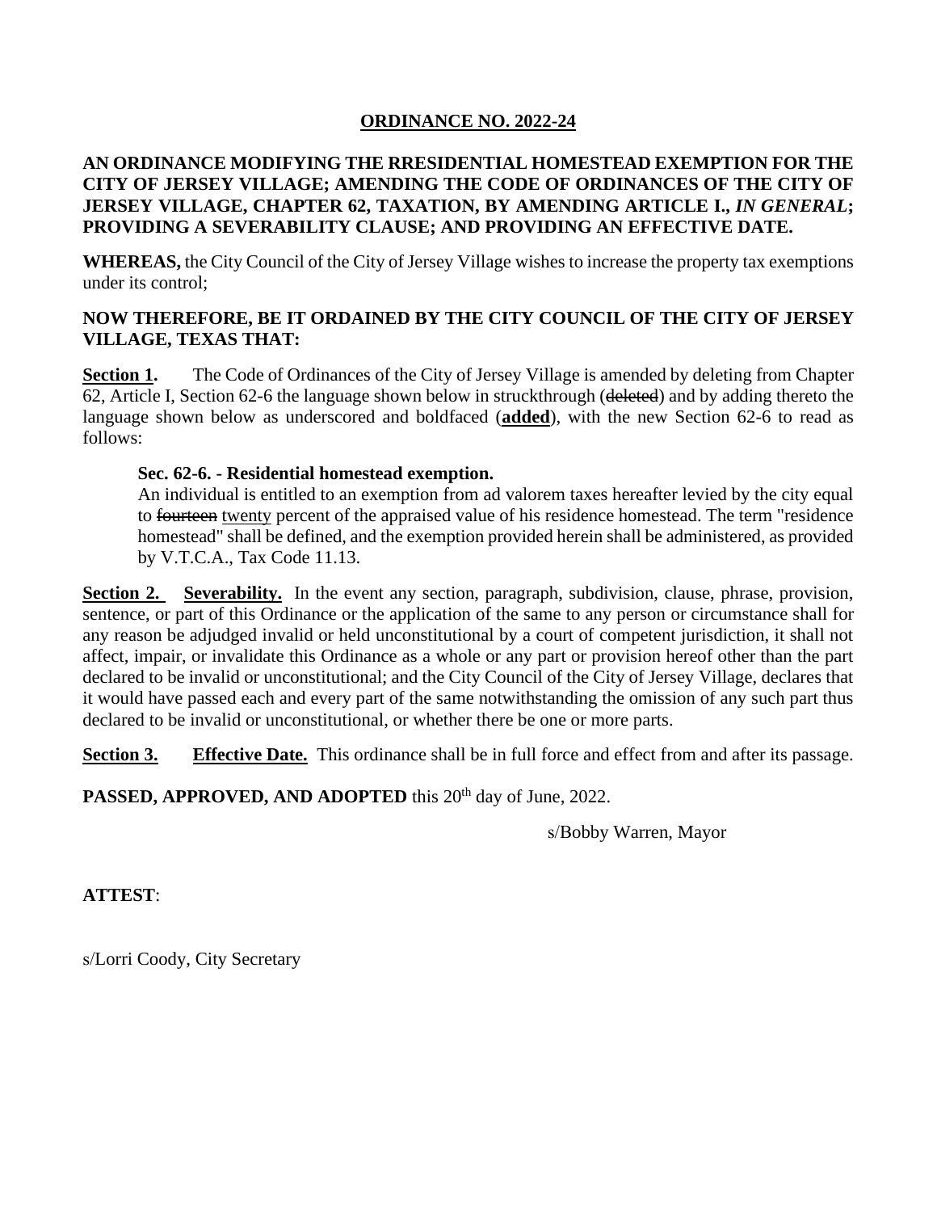**ORDINANCE NO. 2022-24**

**AN ORDINANCE MODIFYING THE RRESIDENTIAL HOMESTEAD EXEMPTION FOR THE CITY OF JERSEY VILLAGE; AMENDING THE CODE OF ORDINANCES OF THE CITY OF JERSEY VILLAGE, CHAPTER 62, TAXATION, BY AMENDING ARTICLE I., *IN GENERAL*; PROVIDING A SEVERABILITY CLAUSE; AND PROVIDING AN EFFECTIVE DATE.**

**WHEREAS,** the City Council of the City of Jersey Village wishes to increase the property tax exemptions under its control;

**NOW THEREFORE, BE IT ORDAINED BY THE CITY COUNCIL OF THE CITY OF JERSEY VILLAGE, TEXAS THAT:**

**Section 1.** The Code of Ordinances of the City of Jersey Village is amended by deleting from Chapter 62, Article I, Section 62-6 the language shown below in struckthrough (~~deleted~~) and by adding thereto the language shown below as underscored and boldfaced (**<u>added</u>**), with the new Section 62-6 to read as follows:

> **Sec. 62-6. - Residential homestead exemption.**
> An individual is entitled to an exemption from ad valorem taxes hereafter levied by the city equal to ~~fourteen~~ <u>twenty</u> percent of the appraised value of his residence homestead. The term "residence homestead" shall be defined, and the exemption provided herein shall be administered, as provided by V.T.C.A., Tax Code 11.13.

**Section 2. Severability.** In the event any section, paragraph, subdivision, clause, phrase, provision, sentence, or part of this Ordinance or the application of the same to any person or circumstance shall for any reason be adjudged invalid or held unconstitutional by a court of competent jurisdiction, it shall not affect, impair, or invalidate this Ordinance as a whole or any part or provision hereof other than the part declared to be invalid or unconstitutional; and the City Council of the City of Jersey Village, declares that it would have passed each and every part of the same notwithstanding the omission of any such part thus declared to be invalid or unconstitutional, or whether there be one or more parts.

**Section 3. Effective Date.** This ordinance shall be in full force and effect from and after its passage.

**PASSED, APPROVED, AND ADOPTED** this 20th day of June, 2022.

s/Bobby Warren, Mayor

**ATTEST**:

s/Lorri Coody, City Secretary